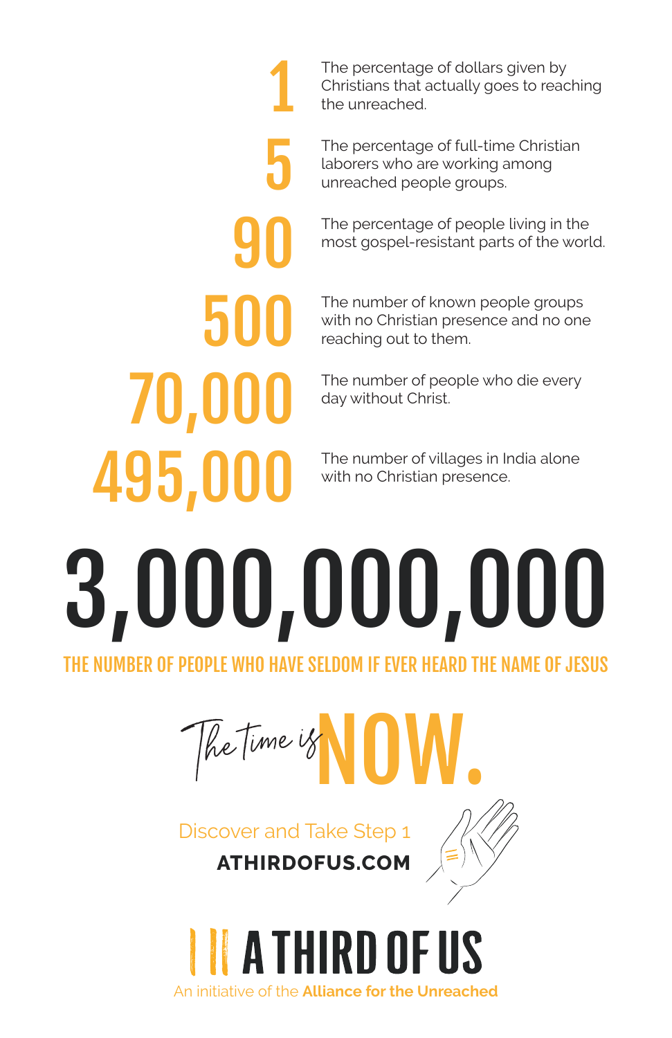**1** The percentage of dollars given by Christians that actually goes to reaching the unreached.

**5** The percentage of full-time Christian laborers who are working among unreached people groups.

**90** The percentage of people living in the most gospel-resistant parts of the world.

**500** The number of known people groups with no Christian presence and no one reaching out to them.

**70,000** The number of people who die every day without Christ.

**495,000** The number of villages in India alone with no Christian presence.

# 3,000,000,000

THE NUMBER OF PEOPLE WHO HAVE SELDOM IF EVER HEARD THE NAME OF JESUS

## The Time is NOW.

Discover and Take Step 1

**ATHIRDOFUS.COM**

# A THIRD OF US

An initiative of the **Alliance for the Unreached**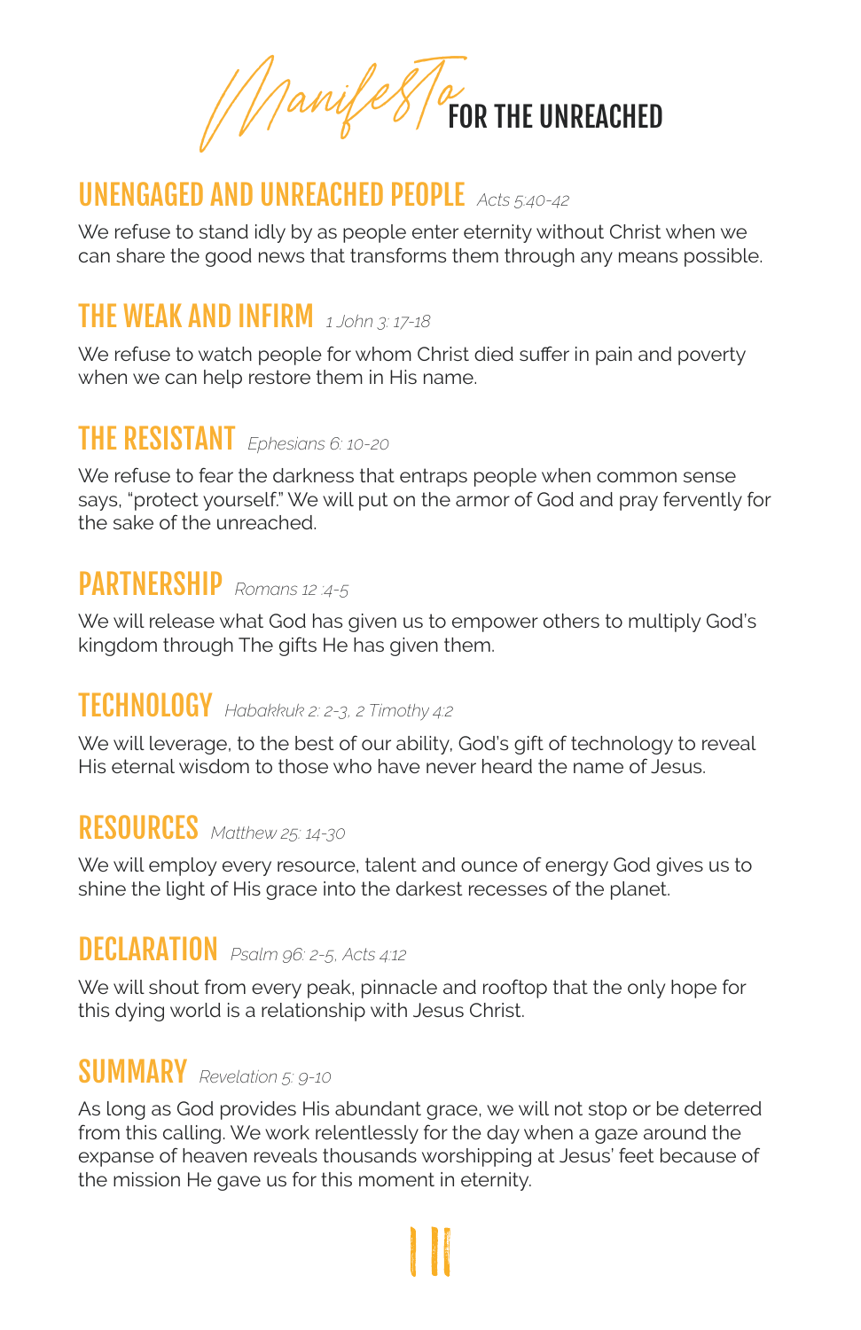# Manifesto FOR THE UNREACHED

## UNENGAGED AND UNREACHED PEOPLE *Acts 5:40-42*

We refuse to stand idly by as people enter eternity without Christ when we can share the good news that transforms them through any means possible.

## THE WEAK AND INFIRM *1 John 3: 17-18*

We refuse to watch people for whom Christ died suffer in pain and poverty when we can help restore them in His name.

## THE RESISTANT *Ephesians 6: 10-20*

We refuse to fear the darkness that entraps people when common sense says, "protect yourself." We will put on the armor of God and pray fervently for the sake of the unreached.

## PARTNERSHIP *Romans 12 :4-5*

We will release what God has given us to empower others to multiply God's kingdom through The gifts He has given them.

## TECHNOLOGY *Habakkuk 2: 2-3, 2 Timothy 4:2*

We will leverage, to the best of our ability, God's gift of technology to reveal His eternal wisdom to those who have never heard the name of Jesus.

## RESOURCES *Matthew 25: 14-30*

We will employ every resource, talent and ounce of energy God gives us to shine the light of His grace into the darkest recesses of the planet.

## DECLARATION *Psalm 96: 2-5, Acts 4:12*

We will shout from every peak, pinnacle and rooftop that the only hope for this dying world is a relationship with Jesus Christ.

## SUMMARY *Revelation 5: 9-10*

As long as God provides His abundant grace, we will not stop or be deterred from this calling. We work relentlessly for the day when a gaze around the expanse of heaven reveals thousands worshipping at Jesus' feet because of the mission He gave us for this moment in eternity.